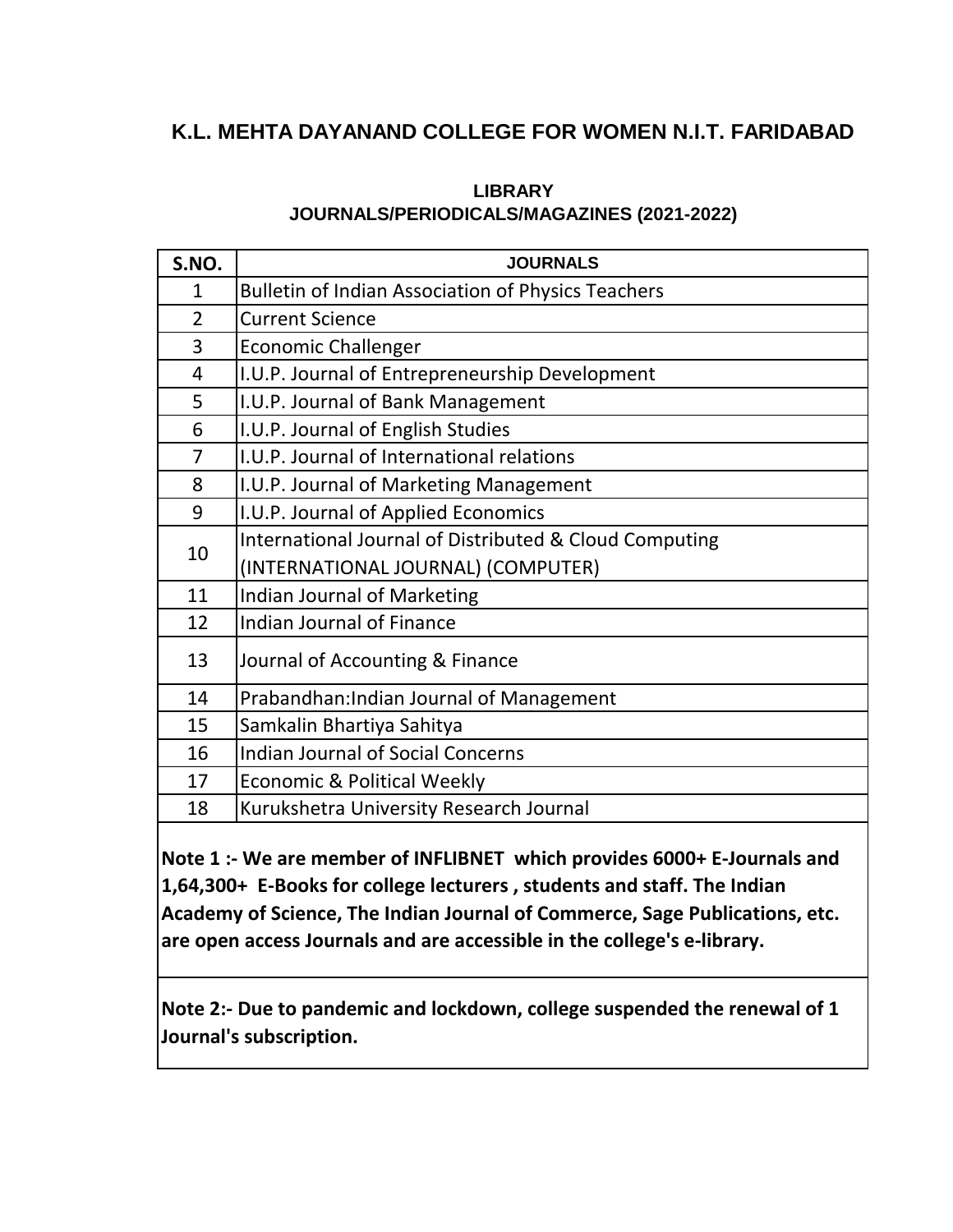# K.L. MEHTA DAYANAND COLLEGE FOR WOMEN N.I.T. FARIDABAD

## LIBRARY
## JOURNALS/PERIODICALS/MAGAZINES (2021-2022)

| S.NO. | JOURNALS |
|---|---|
| 1 | Bulletin of Indian Association of Physics Teachers |
| 2 | Current Science |
| 3 | Economic Challenger |
| 4 | I.U.P. Journal of Entrepreneurship Development |
| 5 | I.U.P. Journal of Bank Management |
| 6 | I.U.P. Journal of English Studies |
| 7 | I.U.P. Journal of International relations |
| 8 | I.U.P. Journal of Marketing Management |
| 9 | I.U.P. Journal of Applied Economics |
| 10 | International Journal of Distributed & Cloud Computing (INTERNATIONAL JOURNAL) (COMPUTER) |
| 11 | Indian Journal of Marketing |
| 12 | Indian Journal of Finance |
| 13 | Journal of Accounting & Finance |
| 14 | Prabandhan:Indian Journal of Management |
| 15 | Samkalin Bhartiya Sahitya |
| 16 | Indian Journal of Social Concerns |
| 17 | Economic & Political Weekly |
| 18 | Kurukshetra University Research Journal |

**Note 1 :- We are member of INFLIBNET which provides 6000+ E-Journals and 1,64,300+ E-Books for college lecturers , students and staff. The Indian Academy of Science, The Indian Journal of Commerce, Sage Publications, etc. are open access Journals and are accessible in the college's e-library.**

**Note 2:- Due to pandemic and lockdown, college suspended the renewal of 1 Journal's subscription.**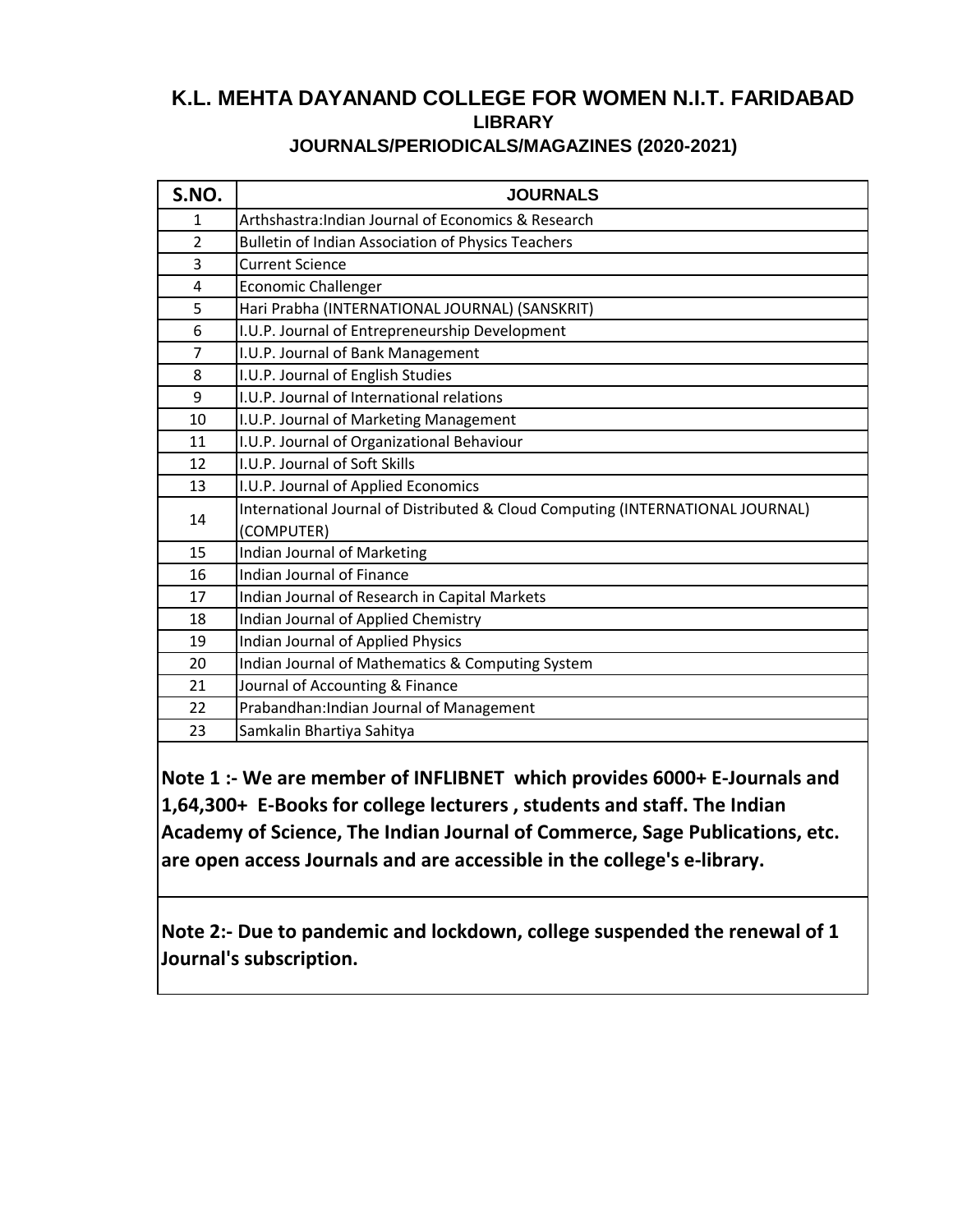# K.L. MEHTA DAYANAND COLLEGE FOR WOMEN N.I.T. FARIDABAD

## LIBRARY

### JOURNALS/PERIODICALS/MAGAZINES (2020-2021)

| S.NO. | JOURNALS |
|---|---|
| 1 | Arthshastra:Indian Journal of Economics & Research |
| 2 | Bulletin of Indian Association of Physics Teachers |
| 3 | Current Science |
| 4 | Economic Challenger |
| 5 | Hari Prabha (INTERNATIONAL JOURNAL) (SANSKRIT) |
| 6 | I.U.P. Journal of Entrepreneurship Development |
| 7 | I.U.P. Journal of Bank Management |
| 8 | I.U.P. Journal of English Studies |
| 9 | I.U.P. Journal of International relations |
| 10 | I.U.P. Journal of Marketing Management |
| 11 | I.U.P. Journal of Organizational Behaviour |
| 12 | I.U.P. Journal of Soft Skills |
| 13 | I.U.P. Journal of Applied Economics |
| 14 | International Journal of Distributed & Cloud Computing (INTERNATIONAL JOURNAL) (COMPUTER) |
| 15 | Indian Journal of Marketing |
| 16 | Indian Journal of Finance |
| 17 | Indian Journal of Research in Capital Markets |
| 18 | Indian Journal of Applied Chemistry |
| 19 | Indian Journal of Applied Physics |
| 20 | Indian Journal of Mathematics & Computing System |
| 21 | Journal of Accounting & Finance |
| 22 | Prabandhan:Indian Journal of Management |
| 23 | Samkalin Bhartiya Sahitya |

**Note 1 :- We are member of INFLIBNET which provides 6000+ E-Journals and 1,64,300+ E-Books for college lecturers , students and staff. The Indian Academy of Science, The Indian Journal of Commerce, Sage Publications, etc. are open access Journals and are accessible in the college's e-library.**

**Note 2:- Due to pandemic and lockdown, college suspended the renewal of 1 Journal's subscription.**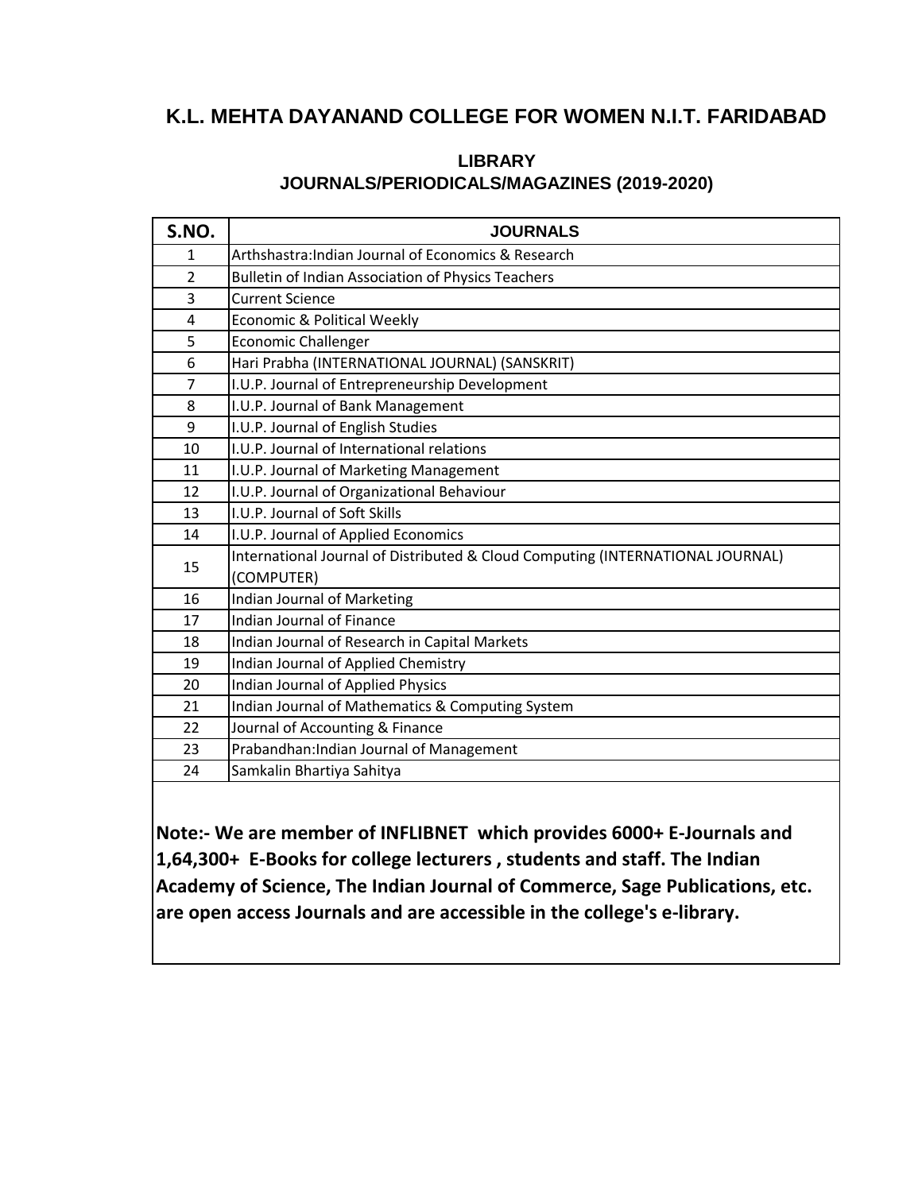# K.L. MEHTA DAYANAND COLLEGE FOR WOMEN N.I.T. FARIDABAD

## LIBRARY
## JOURNALS/PERIODICALS/MAGAZINES (2019-2020)

| S.NO. | JOURNALS |
|---|---|
| 1 | Arthshastra:Indian Journal of Economics & Research |
| 2 | Bulletin of Indian Association of Physics Teachers |
| 3 | Current Science |
| 4 | Economic & Political Weekly |
| 5 | Economic Challenger |
| 6 | Hari Prabha (INTERNATIONAL JOURNAL) (SANSKRIT) |
| 7 | I.U.P. Journal of Entrepreneurship Development |
| 8 | I.U.P. Journal of Bank Management |
| 9 | I.U.P. Journal of English Studies |
| 10 | I.U.P. Journal of International relations |
| 11 | I.U.P. Journal of Marketing Management |
| 12 | I.U.P. Journal of Organizational Behaviour |
| 13 | I.U.P. Journal of Soft Skills |
| 14 | I.U.P. Journal of Applied Economics |
| 15 | International Journal of Distributed & Cloud Computing (INTERNATIONAL JOURNAL) (COMPUTER) |
| 16 | Indian Journal of Marketing |
| 17 | Indian Journal of Finance |
| 18 | Indian Journal of Research in Capital Markets |
| 19 | Indian Journal of Applied Chemistry |
| 20 | Indian Journal of Applied Physics |
| 21 | Indian Journal of Mathematics & Computing System |
| 22 | Journal of Accounting & Finance |
| 23 | Prabandhan:Indian Journal of Management |
| 24 | Samkalin Bhartiya Sahitya |

**Note:- We are member of INFLIBNET which provides 6000+ E-Journals and 1,64,300+ E-Books for college lecturers , students and staff. The Indian Academy of Science, The Indian Journal of Commerce, Sage Publications, etc. are open access Journals and are accessible in the college's e-library.**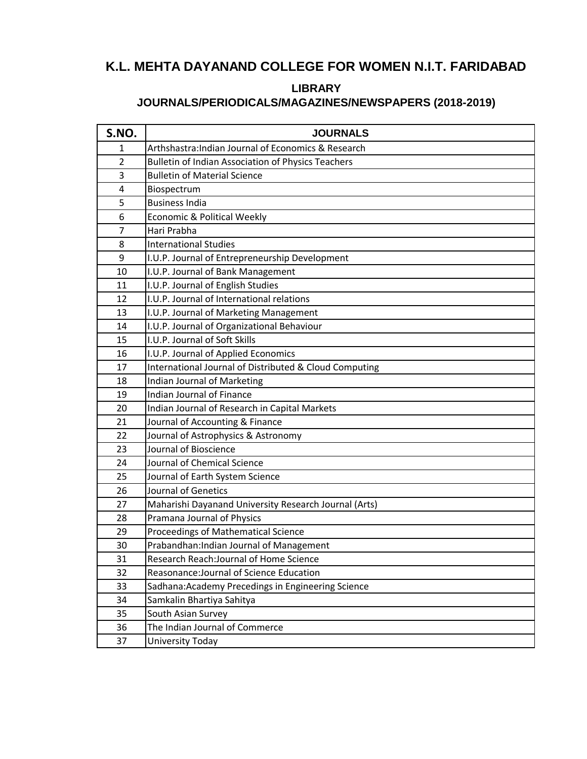# K.L. MEHTA DAYANAND COLLEGE FOR WOMEN N.I.T. FARIDABAD

## LIBRARY

## JOURNALS/PERIODICALS/MAGAZINES/NEWSPAPERS (2018-2019)

| S.NO. | JOURNALS |
|---|---|
| 1 | Arthshastra:Indian Journal of Economics & Research |
| 2 | Bulletin of Indian Association of Physics Teachers |
| 3 | Bulletin of Material Science |
| 4 | Biospectrum |
| 5 | Business India |
| 6 | Economic & Political Weekly |
| 7 | Hari Prabha |
| 8 | International Studies |
| 9 | I.U.P. Journal of Entrepreneurship Development |
| 10 | I.U.P. Journal of Bank Management |
| 11 | I.U.P. Journal of English Studies |
| 12 | I.U.P. Journal of International relations |
| 13 | I.U.P. Journal of Marketing Management |
| 14 | I.U.P. Journal of Organizational Behaviour |
| 15 | I.U.P. Journal of Soft Skills |
| 16 | I.U.P. Journal of Applied Economics |
| 17 | International Journal of Distributed & Cloud Computing |
| 18 | Indian Journal of Marketing |
| 19 | Indian Journal of Finance |
| 20 | Indian Journal of Research in Capital Markets |
| 21 | Journal of Accounting & Finance |
| 22 | Journal of Astrophysics & Astronomy |
| 23 | Journal of Bioscience |
| 24 | Journal of Chemical Science |
| 25 | Journal of Earth System Science |
| 26 | Journal of Genetics |
| 27 | Maharishi Dayanand University Research Journal (Arts) |
| 28 | Pramana Journal of Physics |
| 29 | Proceedings of Mathematical Science |
| 30 | Prabandhan:Indian Journal of Management |
| 31 | Research Reach:Journal of Home Science |
| 32 | Reasonance:Journal of Science Education |
| 33 | Sadhana:Academy Precedings in Engineering Science |
| 34 | Samkalin Bhartiya Sahitya |
| 35 | South Asian Survey |
| 36 | The Indian Journal of Commerce |
| 37 | University Today |